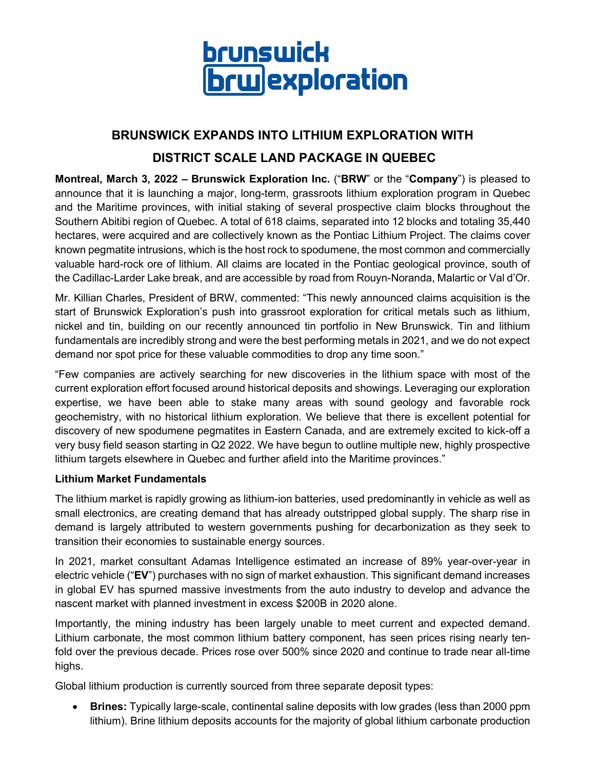# BRUNSWICK EXPANDS INTO LITHIUM EXPLORATION WITH DISTRICT SCALE LAND PACKAGE IN QUEBEC

**Montreal, March 3, 2022 – Brunswick Exploration Inc.** ("**BRW**" or the "**Company**") is pleased to announce that it is launching a major, long-term, grassroots lithium exploration program in Quebec and the Maritime provinces, with initial staking of several prospective claim blocks throughout the Southern Abitibi region of Quebec. A total of 618 claims, separated into 12 blocks and totaling 35,440 hectares, were acquired and are collectively known as the Pontiac Lithium Project. The claims cover known pegmatite intrusions, which is the host rock to spodumene, the most common and commercially valuable hard-rock ore of lithium. All claims are located in the Pontiac geological province, south of the Cadillac-Larder Lake break, and are accessible by road from Rouyn-Noranda, Malartic or Val d'Or.

Mr. Killian Charles, President of BRW, commented: "This newly announced claims acquisition is the start of Brunswick Exploration's push into grassroot exploration for critical metals such as lithium, nickel and tin, building on our recently announced tin portfolio in New Brunswick. Tin and lithium fundamentals are incredibly strong and were the best performing metals in 2021, and we do not expect demand nor spot price for these valuable commodities to drop any time soon."

"Few companies are actively searching for new discoveries in the lithium space with most of the current exploration effort focused around historical deposits and showings. Leveraging our exploration expertise, we have been able to stake many areas with sound geology and favorable rock geochemistry, with no historical lithium exploration. We believe that there is excellent potential for discovery of new spodumene pegmatites in Eastern Canada, and are extremely excited to kick-off a very busy field season starting in Q2 2022. We have begun to outline multiple new, highly prospective lithium targets elsewhere in Quebec and further afield into the Maritime provinces."

**Lithium Market Fundamentals**

The lithium market is rapidly growing as lithium-ion batteries, used predominantly in vehicle as well as small electronics, are creating demand that has already outstripped global supply. The sharp rise in demand is largely attributed to western governments pushing for decarbonization as they seek to transition their economies to sustainable energy sources.

In 2021, market consultant Adamas Intelligence estimated an increase of 89% year-over-year in electric vehicle ("**EV**") purchases with no sign of market exhaustion. This significant demand increases in global EV has spurned massive investments from the auto industry to develop and advance the nascent market with planned investment in excess $200B in 2020 alone.

Importantly, the mining industry has been largely unable to meet current and expected demand. Lithium carbonate, the most common lithium battery component, has seen prices rising nearly ten-fold over the previous decade. Prices rose over 500% since 2020 and continue to trade near all-time highs.

Global lithium production is currently sourced from three separate deposit types:

- **Brines:** Typically large-scale, continental saline deposits with low grades (less than 2000 ppm lithium). Brine lithium deposits accounts for the majority of global lithium carbonate production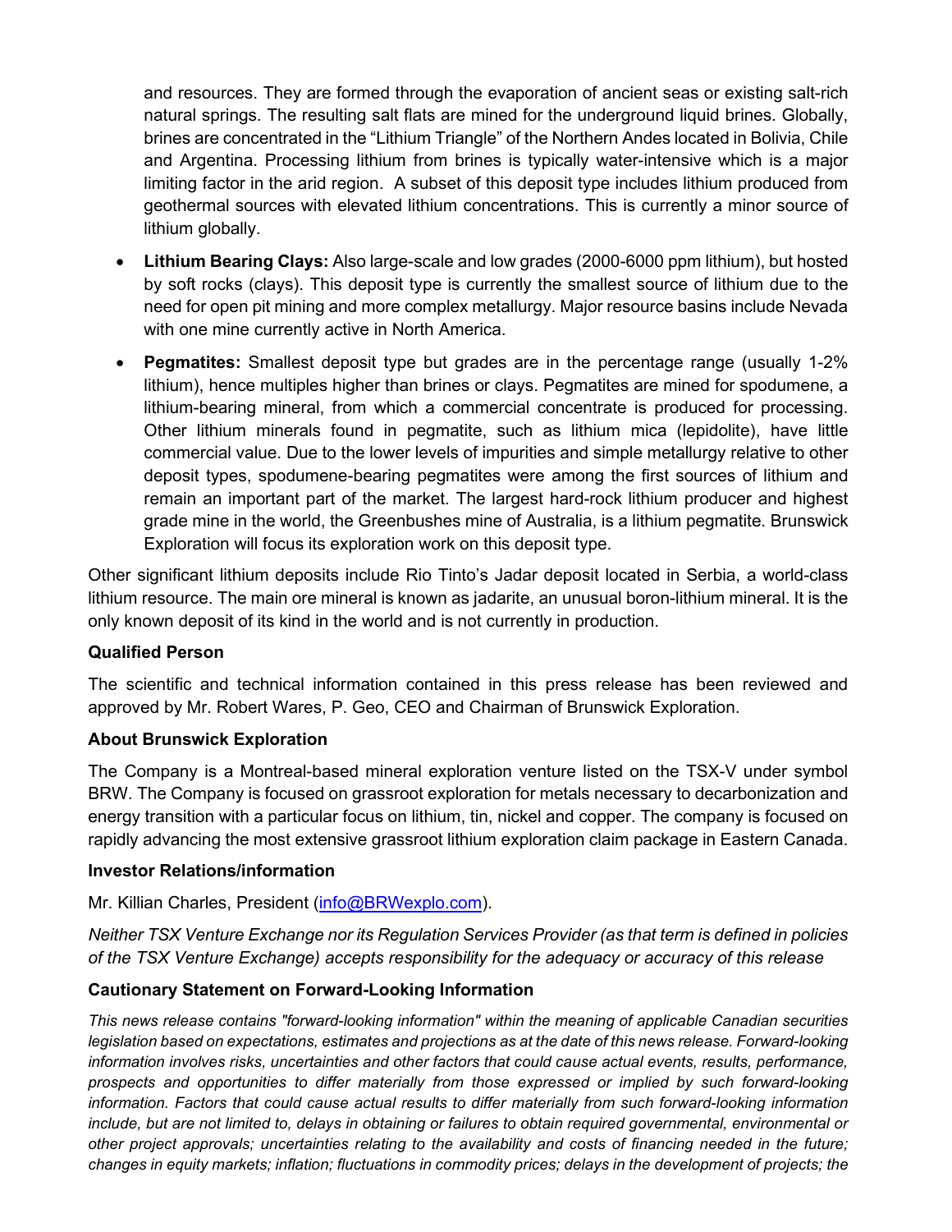and resources. They are formed through the evaporation of ancient seas or existing salt-rich natural springs. The resulting salt flats are mined for the underground liquid brines. Globally, brines are concentrated in the "Lithium Triangle" of the Northern Andes located in Bolivia, Chile and Argentina. Processing lithium from brines is typically water-intensive which is a major limiting factor in the arid region. A subset of this deposit type includes lithium produced from geothermal sources with elevated lithium concentrations. This is currently a minor source of lithium globally.

- **Lithium Bearing Clays:** Also large-scale and low grades (2000-6000 ppm lithium), but hosted by soft rocks (clays). This deposit type is currently the smallest source of lithium due to the need for open pit mining and more complex metallurgy. Major resource basins include Nevada with one mine currently active in North America.
- **Pegmatites:** Smallest deposit type but grades are in the percentage range (usually 1-2% lithium), hence multiples higher than brines or clays. Pegmatites are mined for spodumene, a lithium-bearing mineral, from which a commercial concentrate is produced for processing. Other lithium minerals found in pegmatite, such as lithium mica (lepidolite), have little commercial value. Due to the lower levels of impurities and simple metallurgy relative to other deposit types, spodumene-bearing pegmatites were among the first sources of lithium and remain an important part of the market. The largest hard-rock lithium producer and highest grade mine in the world, the Greenbushes mine of Australia, is a lithium pegmatite. Brunswick Exploration will focus its exploration work on this deposit type.

Other significant lithium deposits include Rio Tinto's Jadar deposit located in Serbia, a world-class lithium resource. The main ore mineral is known as jadarite, an unusual boron-lithium mineral. It is the only known deposit of its kind in the world and is not currently in production.

**Qualified Person**

The scientific and technical information contained in this press release has been reviewed and approved by Mr. Robert Wares, P. Geo, CEO and Chairman of Brunswick Exploration.

**About Brunswick Exploration**

The Company is a Montreal-based mineral exploration venture listed on the TSX-V under symbol BRW. The Company is focused on grassroot exploration for metals necessary to decarbonization and energy transition with a particular focus on lithium, tin, nickel and copper. The company is focused on rapidly advancing the most extensive grassroot lithium exploration claim package in Eastern Canada.

**Investor Relations/information**

Mr. Killian Charles, President (info@BRWexplo.com).

*Neither TSX Venture Exchange nor its Regulation Services Provider (as that term is defined in policies of the TSX Venture Exchange) accepts responsibility for the adequacy or accuracy of this release*

**Cautionary Statement on Forward-Looking Information**

*This news release contains "forward-looking information" within the meaning of applicable Canadian securities legislation based on expectations, estimates and projections as at the date of this news release. Forward-looking information involves risks, uncertainties and other factors that could cause actual events, results, performance, prospects and opportunities to differ materially from those expressed or implied by such forward-looking information. Factors that could cause actual results to differ materially from such forward-looking information include, but are not limited to, delays in obtaining or failures to obtain required governmental, environmental or other project approvals; uncertainties relating to the availability and costs of financing needed in the future; changes in equity markets; inflation; fluctuations in commodity prices; delays in the development of projects; the*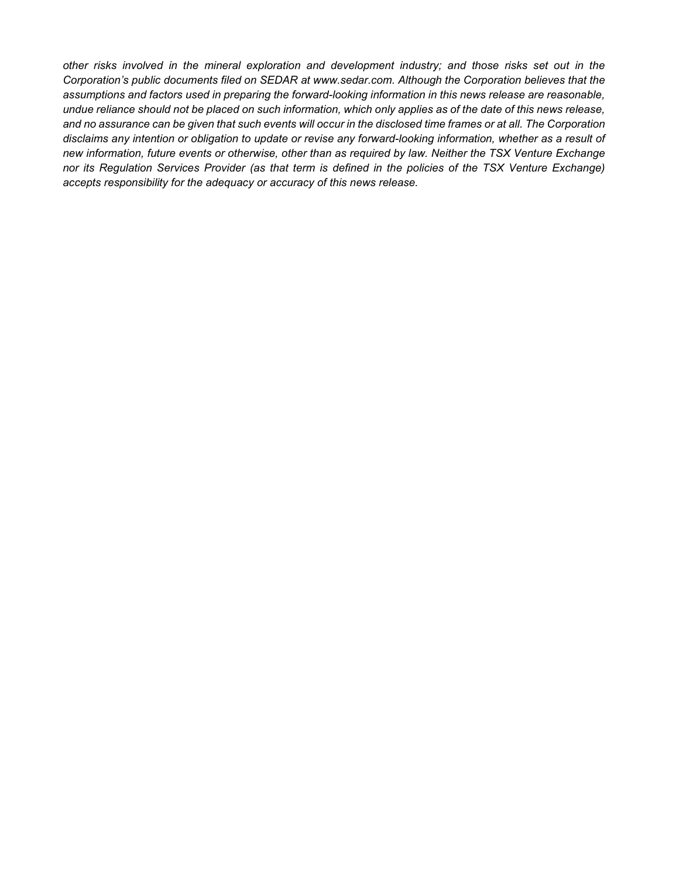*other risks involved in the mineral exploration and development industry; and those risks set out in the Corporation's public documents filed on SEDAR at www.sedar.com. Although the Corporation believes that the assumptions and factors used in preparing the forward-looking information in this news release are reasonable, undue reliance should not be placed on such information, which only applies as of the date of this news release, and no assurance can be given that such events will occur in the disclosed time frames or at all. The Corporation disclaims any intention or obligation to update or revise any forward-looking information, whether as a result of new information, future events or otherwise, other than as required by law. Neither the TSX Venture Exchange nor its Regulation Services Provider (as that term is defined in the policies of the TSX Venture Exchange) accepts responsibility for the adequacy or accuracy of this news release.*